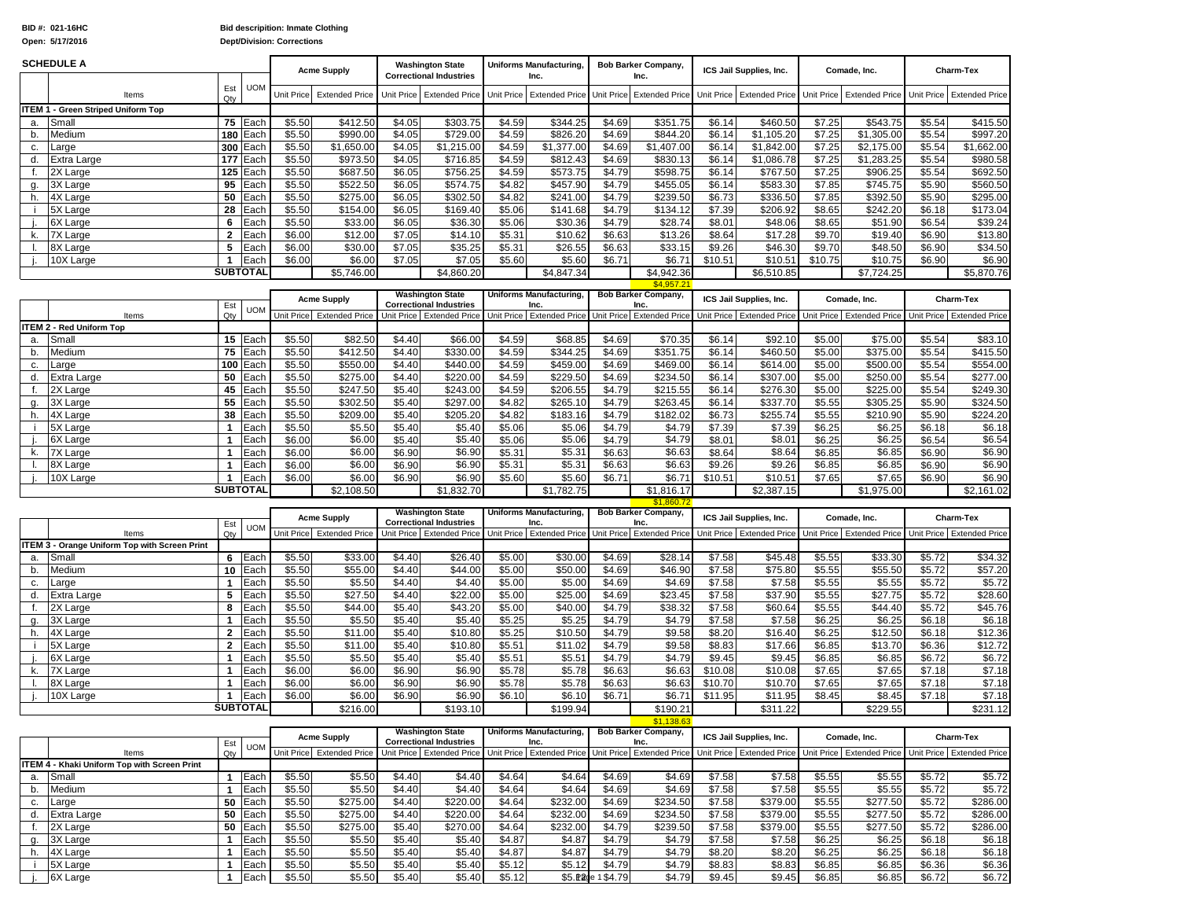**BID #: 021-16HC** **Bid descripition: Inmate Clothing**

**Open: 5/17/2016** **Dept/Division: Corrections**

**SCHEDULE A**

| | Items | Est Qty | UOM | Acme Supply | | Washington State Correctional Industries | | Uniforms Manufacturing, Inc. | | Bob Barker Company, Inc. | | ICS Jail Supplies, Inc. | | Comade, Inc. | | Charm-Tex | |
|---|---|---|---|---|---|---|---|---|---|---|---|---|---|---|---|---|---|
| | | | | Unit Price | Extended Price | Unit Price | Extended Price | Unit Price | Extended Price | Unit Price | Extended Price | Unit Price | Extended Price | Unit Price | Extended Price | Unit Price | Extended Price |
| **ITEM 1 - Green Striped Uniform Top** | | | | | | | | | | | | | | | | | |
| a. | Small | 75 | Each | $5.50 | $412.50 | $4.05 | $303.75 | $4.59 | $344.25 | $4.69 | $351.75 | $6.14 | $460.50 | $7.25 | $543.75 | $5.54 | $415.50 |
| b. | Medium | 180 | Each | $5.50 | $990.00 | $4.05 | $729.00 | $4.59 | $826.20 | $4.69 | $844.20 | $6.14 | $1,105.20 | $7.25 | $1,305.00 | $5.54 | $997.20 |
| c. | Large | 300 | Each | $5.50 | $1,650.00 | $4.05 | $1,215.00 | $4.59 | $1,377.00 | $4.69 | $1,407.00 | $6.14 | $1,842.00 | $7.25 | $2,175.00 | $5.54 | $1,662.00 |
| d. | Extra Large | 177 | Each | $5.50 | $973.50 | $4.05 | $716.85 | $4.59 | $812.43 | $4.69 | $830.13 | $6.14 | $1,086.78 | $7.25 | $1,283.25 | $5.54 | $980.58 |
| f. | 2X Large | 125 | Each | $5.50 | $687.50 | $6.05 | $756.25 | $4.59 | $573.75 | $4.79 | $598.75 | $6.14 | $767.50 | $7.25 | $906.25 | $5.54 | $692.50 |
| g. | 3X Large | 95 | Each | $5.50 | $522.50 | $6.05 | $574.75 | $4.82 | $457.90 | $4.79 | $455.05 | $6.14 | $583.30 | $7.85 | $745.75 | $5.90 | $560.50 |
| h. | 4X Large | 50 | Each | $5.50 | $275.00 | $6.05 | $302.50 | $4.82 | $241.00 | $4.79 | $239.50 | $6.73 | $336.50 | $7.85 | $392.50 | $5.90 | $295.00 |
| i | 5X Large | 28 | Each | $5.50 | $154.00 | $6.05 | $169.40 | $5.06 | $141.68 | $4.79 | $134.12 | $7.39 | $206.92 | $8.65 | $242.20 | $6.18 | $173.04 |
| j. | 6X Large | 6 | Each | $5.50 | $33.00 | $6.05 | $36.30 | $5.06 | $30.36 | $4.79 | $28.74 | $8.01 | $48.06 | $8.65 | $51.90 | $6.54 | $39.24 |
| k. | 7X Large | 2 | Each | $6.00 | $12.00 | $7.05 | $14.10 | $5.31 | $10.62 | $6.63 | $13.26 | $8.64 | $17.28 | $9.70 | $19.40 | $6.90 | $13.80 |
| l. | 8X Large | 5 | Each | $6.00 | $30.00 | $7.05 | $35.25 | $5.31 | $26.55 | $6.63 | $33.15 | $9.26 | $46.30 | $9.70 | $48.50 | $6.90 | $34.50 |
| j. | 10X Large | 1 | Each | $6.00 | $6.00 | $7.05 | $7.05 | $5.60 | $5.60 | $6.71 | $6.71 | $10.51 | $10.51 | $10.75 | $10.75 | $6.90 | $6.90 |
| | **SUBTOTAL** | | | | $5,746.00 | | $4,860.20 | | $4,847.34 | | $4,942.36 | | $6,510.85 | | $7,724.25 | | $5,870.76 |
| | | | | | | | | | | | $4,957.21 | | | | | | |

| | Items | Est Qty | UOM | Acme Supply | | Washington State Correctional Industries | | Uniforms Manufacturing, Inc. | | Bob Barker Company, Inc. | | ICS Jail Supplies, Inc. | | Comade, Inc. | | Charm-Tex | |
|---|---|---|---|---|---|---|---|---|---|---|---|---|---|---|---|---|---|
| | | | | Unit Price | Extended Price | Unit Price | Extended Price | Unit Price | Extended Price | Unit Price | Extended Price | Unit Price | Extended Price | Unit Price | Extended Price | Unit Price | Extended Price |
| **ITEM 2 - Red Uniform Top** | | | | | | | | | | | | | | | | | |
| a. | Small | 15 | Each | $5.50 | $82.50 | $4.40 | $66.00 | $4.59 | $68.85 | $4.69 | $70.35 | $6.14 | $92.10 | $5.00 | $75.00 | $5.54 | $83.10 |
| b. | Medium | 75 | Each | $5.50 | $412.50 | $4.40 | $330.00 | $4.59 | $344.25 | $4.69 | $351.75 | $6.14 | $460.50 | $5.00 | $375.00 | $5.54 | $415.50 |
| c. | Large | 100 | Each | $5.50 | $550.00 | $4.40 | $440.00 | $4.59 | $459.00 | $4.69 | $469.00 | $6.14 | $614.00 | $5.00 | $500.00 | $5.54 | $554.00 |
| d. | Extra Large | 50 | Each | $5.50 | $275.00 | $4.40 | $220.00 | $4.59 | $229.50 | $4.69 | $234.50 | $6.14 | $307.00 | $5.00 | $250.00 | $5.54 | $277.00 |
| f. | 2X Large | 45 | Each | $5.50 | $247.50 | $5.40 | $243.00 | $4.59 | $206.55 | $4.79 | $215.55 | $6.14 | $276.30 | $5.00 | $225.00 | $5.54 | $249.30 |
| g. | 3X Large | 55 | Each | $5.50 | $302.50 | $5.40 | $297.00 | $4.82 | $265.10 | $4.79 | $263.45 | $6.14 | $337.70 | $5.55 | $305.25 | $5.90 | $324.50 |
| h. | 4X Large | 38 | Each | $5.50 | $209.00 | $5.40 | $205.20 | $4.82 | $183.16 | $4.79 | $182.02 | $6.73 | $255.74 | $5.55 | $210.90 | $5.90 | $224.20 |
| i | 5X Large | 1 | Each | $5.50 | $5.50 | $5.40 | $5.40 | $5.06 | $5.06 | $4.79 | $4.79 | $7.39 | $7.39 | $6.25 | $6.25 | $6.18 | $6.18 |
| j. | 6X Large | 1 | Each | $6.00 | $6.00 | $5.40 | $5.40 | $5.06 | $5.06 | $4.79 | $4.79 | $8.01 | $8.01 | $6.25 | $6.25 | $6.54 | $6.54 |
| k. | 7X Large | 1 | Each | $6.00 | $6.00 | $6.90 | $6.90 | $5.31 | $5.31 | $6.63 | $6.63 | $8.64 | $8.64 | $6.85 | $6.85 | $6.90 | $6.90 |
| l. | 8X Large | 1 | Each | $6.00 | $6.00 | $6.90 | $6.90 | $5.31 | $5.31 | $6.63 | $6.63 | $9.26 | $9.26 | $6.85 | $6.85 | $6.90 | $6.90 |
| j. | 10X Large | 1 | Each | $6.00 | $6.00 | $6.90 | $6.90 | $5.60 | $5.60 | $6.71 | $6.71 | $10.51 | $10.51 | $7.65 | $7.65 | $6.90 | $6.90 |
| | **SUBTOTAL** | | | | $2,108.50 | | $1,832.70 | | $1,782.75 | | $1,816.17 | | $2,387.15 | | $1,975.00 | | $2,161.02 |
| | | | | | | | | | | | $1,860.72 | | | | | | |

| | Items | Est Qty | UOM | Acme Supply | | Washington State Correctional Industries | | Uniforms Manufacturing, Inc. | | Bob Barker Company, Inc. | | ICS Jail Supplies, Inc. | | Comade, Inc. | | Charm-Tex | |
|---|---|---|---|---|---|---|---|---|---|---|---|---|---|---|---|---|---|
| | | | | Unit Price | Extended Price | Unit Price | Extended Price | Unit Price | Extended Price | Unit Price | Extended Price | Unit Price | Extended Price | Unit Price | Extended Price | Unit Price | Extended Price |
| **ITEM 3 - Orange Uniform Top with Screen Print** | | | | | | | | | | | | | | | | | |
| a. | Small | 6 | Each | $5.50 | $33.00 | $4.40 | $26.40 | $5.00 | $30.00 | $4.69 | $28.14 | $7.58 | $45.48 | $5.55 | $33.30 | $5.72 | $34.32 |
| b. | Medium | 10 | Each | $5.50 | $55.00 | $4.40 | $44.00 | $5.00 | $50.00 | $4.69 | $46.90 | $7.58 | $75.80 | $5.55 | $55.50 | $5.72 | $57.20 |
| c. | Large | 1 | Each | $5.50 | $5.50 | $4.40 | $4.40 | $5.00 | $5.00 | $4.69 | $4.69 | $7.58 | $7.58 | $5.55 | $5.55 | $5.72 | $5.72 |
| d. | Extra Large | 5 | Each | $5.50 | $27.50 | $4.40 | $22.00 | $5.00 | $25.00 | $4.69 | $23.45 | $7.58 | $37.90 | $5.55 | $27.75 | $5.72 | $28.60 |
| f. | 2X Large | 8 | Each | $5.50 | $44.00 | $5.40 | $43.20 | $5.00 | $40.00 | $4.79 | $38.32 | $7.58 | $60.64 | $5.55 | $44.40 | $5.72 | $45.76 |
| g. | 3X Large | 1 | Each | $5.50 | $5.50 | $5.40 | $5.40 | $5.25 | $5.25 | $4.79 | $4.79 | $7.58 | $7.58 | $6.25 | $6.25 | $6.18 | $6.18 |
| h. | 4X Large | 2 | Each | $5.50 | $11.00 | $5.40 | $10.80 | $5.25 | $10.50 | $4.79 | $9.58 | $8.20 | $16.40 | $6.25 | $12.50 | $6.18 | $12.36 |
| i | 5X Large | 2 | Each | $5.50 | $11.00 | $5.40 | $10.80 | $5.51 | $11.02 | $4.79 | $9.58 | $8.83 | $17.66 | $6.85 | $13.70 | $6.36 | $12.72 |
| j. | 6X Large | 1 | Each | $5.50 | $5.50 | $5.40 | $5.40 | $5.51 | $5.51 | $4.79 | $4.79 | $9.45 | $9.45 | $6.85 | $6.85 | $6.72 | $6.72 |
| k. | 7X Large | 1 | Each | $6.00 | $6.00 | $6.90 | $6.90 | $5.78 | $5.78 | $6.63 | $6.63 | $10.08 | $10.08 | $7.65 | $7.65 | $7.18 | $7.18 |
| l. | 8X Large | 1 | Each | $6.00 | $6.00 | $6.90 | $6.90 | $5.78 | $5.78 | $6.63 | $6.63 | $10.70 | $10.70 | $7.65 | $7.65 | $7.18 | $7.18 |
| j. | 10X Large | 1 | Each | $6.00 | $6.00 | $6.90 | $6.90 | $6.10 | $6.10 | $6.71 | $6.71 | $11.95 | $11.95 | $8.45 | $8.45 | $7.18 | $7.18 |
| | **SUBTOTAL** | | | | $216.00 | | $193.10 | | $199.94 | | $190.21 | | $311.22 | | $229.55 | | $231.12 |
| | | | | | | | | | | | $1,138.63 | | | | | | |

| | Items | Est Qty | UOM | Acme Supply | | Washington State Correctional Industries | | Uniforms Manufacturing, Inc. | | Bob Barker Company, Inc. | | ICS Jail Supplies, Inc. | | Comade, Inc. | | Charm-Tex | |
|---|---|---|---|---|---|---|---|---|---|---|---|---|---|---|---|---|---|
| | | | | Unit Price | Extended Price | Unit Price | Extended Price | Unit Price | Extended Price | Unit Price | Extended Price | Unit Price | Extended Price | Unit Price | Extended Price | Unit Price | Extended Price |
| **ITEM 4 - Khaki Uniform Top with Screen Print** | | | | | | | | | | | | | | | | | |
| a. | Small | 1 | Each | $5.50 | $5.50 | $4.40 | $4.40 | $4.64 | $4.64 | $4.69 | $4.69 | $7.58 | $7.58 | $5.55 | $5.55 | $5.72 | $5.72 |
| b. | Medium | 1 | Each | $5.50 | $5.50 | $4.40 | $4.40 | $4.64 | $4.64 | $4.69 | $4.69 | $7.58 | $7.58 | $5.55 | $5.55 | $5.72 | $5.72 |
| c. | Large | 50 | Each | $5.50 | $275.00 | $4.40 | $220.00 | $4.64 | $232.00 | $4.69 | $234.50 | $7.58 | $379.00 | $5.55 | $277.50 | $5.72 | $286.00 |
| d. | Extra Large | 50 | Each | $5.50 | $275.00 | $4.40 | $220.00 | $4.64 | $232.00 | $4.69 | $234.50 | $7.58 | $379.00 | $5.55 | $277.50 | $5.72 | $286.00 |
| f. | 2X Large | 50 | Each | $5.50 | $275.00 | $5.40 | $270.00 | $4.64 | $232.00 | $4.79 | $239.50 | $7.58 | $379.00 | $5.55 | $277.50 | $5.72 | $286.00 |
| g. | 3X Large | 1 | Each | $5.50 | $5.50 | $5.40 | $5.40 | $4.87 | $4.87 | $4.79 | $4.79 | $7.58 | $7.58 | $6.25 | $6.25 | $6.18 | $6.18 |
| h. | 4X Large | 1 | Each | $5.50 | $5.50 | $5.40 | $5.40 | $4.87 | $4.87 | $4.79 | $4.79 | $8.20 | $8.20 | $6.25 | $6.25 | $6.18 | $6.18 |
| i | 5X Large | 1 | Each | $5.50 | $5.50 | $5.40 | $5.40 | $5.12 | $5.12 | $4.79 | $4.79 | $8.83 | $8.83 | $6.85 | $6.85 | $6.36 | $6.36 |
| j. | 6X Large | 1 | Each | $5.50 | $5.50 | $5.40 | $5.40 | $5.12 | $5.12 | $4.79 | $4.79 | $9.45 | $9.45 | $6.85 | $6.85 | $6.72 | $6.72 |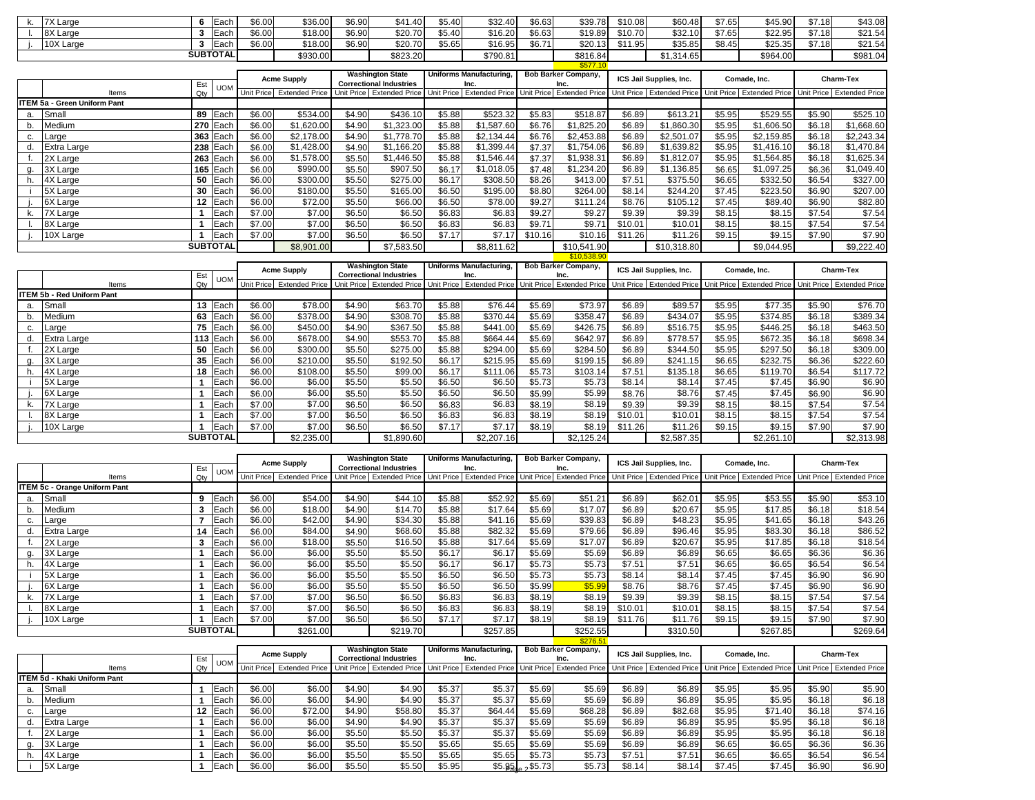| | Items | Est Qty | UOM | Acme Supply Unit Price | Acme Supply Extended Price | Washington State Correctional Industries Unit Price | Washington State Correctional Industries Extended Price | Uniforms Manufacturing, Inc. Unit Price | Uniforms Manufacturing, Inc. Extended Price | Bob Barker Company, Inc. Unit Price | Bob Barker Company, Inc. Extended Price | ICS Jail Supplies, Inc. Unit Price | ICS Jail Supplies, Inc. Extended Price | Comade, Inc. Unit Price | Comade, Inc. Extended Price | Charm-Tex Unit Price | Charm-Tex Extended Price |
|---|---|---|---|---|---|---|---|---|---|---|---|---|---|---|---|---|---|
| k. | 7X Large | 6 | Each | $6.00 | $36.00 | $6.90 | $41.40 | $5.40 | $32.40 | $6.63 | $39.78 | $10.08 | $60.48 | $7.65 | $45.90 | $7.18 | $43.08 |
| l. | 8X Large | 3 | Each | $6.00 | $18.00 | $6.90 | $20.70 | $5.40 | $16.20 | $6.63 | $19.89 | $10.70 | $32.10 | $7.65 | $22.95 | $7.18 | $21.54 |
| j. | 10X Large | 3 | Each | $6.00 | $18.00 | $6.90 | $20.70 | $5.65 | $16.95 | $6.71 | $20.13 | $11.95 | $35.85 | $8.45 | $25.35 | $7.18 | $21.54 |
| | | SUBTOTAL | | | $930.00 | | $823.20 | | $790.81 | | $816.84 | | $1,314.65 | | $964.00 | | $981.04 |
| | | | | | | | | | | | $577.10 | | | | | | |

| | Items | Est Qty | UOM | Acme Supply Unit Price | Acme Supply Extended Price | Washington State Correctional Industries Unit Price | Washington State Correctional Industries Extended Price | Uniforms Manufacturing, Inc. Unit Price | Uniforms Manufacturing, Inc. Extended Price | Bob Barker Company, Inc. Unit Price | Bob Barker Company, Inc. Extended Price | ICS Jail Supplies, Inc. Unit Price | ICS Jail Supplies, Inc. Extended Price | Comade, Inc. Unit Price | Comade, Inc. Extended Price | Charm-Tex Unit Price | Charm-Tex Extended Price |
|---|---|---|---|---|---|---|---|---|---|---|---|---|---|---|---|---|---|
| **ITEM 5a - Green Uniform Pant** | | | | | | | | | | | | | | | | | |
| a. | Small | 89 | Each | $6.00 | $534.00 | $4.90 | $436.10 | $5.88 | $523.32 | $5.83 | $518.87 | $6.89 | $613.21 | $5.95 | $529.55 | $5.90 | $525.10 |
| b. | Medium | 270 | Each | $6.00 | $1,620.00 | $4.90 | $1,323.00 | $5.88 | $1,587.60 | $6.76 | $1,825.20 | $6.89 | $1,860.30 | $5.95 | $1,606.50 | $6.18 | $1,668.60 |
| c. | Large | 363 | Each | $6.00 | $2,178.00 | $4.90 | $1,778.70 | $5.88 | $2,134.44 | $6.76 | $2,453.88 | $6.89 | $2,501.07 | $5.95 | $2,159.85 | $6.18 | $2,243.34 |
| d. | Extra Large | 238 | Each | $6.00 | $1,428.00 | $4.90 | $1,166.20 | $5.88 | $1,399.44 | $7.37 | $1,754.06 | $6.89 | $1,639.82 | $5.95 | $1,416.10 | $6.18 | $1,470.84 |
| f. | 2X Large | 263 | Each | $6.00 | $1,578.00 | $5.50 | $1,446.50 | $5.88 | $1,546.44 | $7.37 | $1,938.31 | $6.89 | $1,812.07 | $5.95 | $1,564.85 | $6.18 | $1,625.34 |
| g. | 3X Large | 165 | Each | $6.00 | $990.00 | $5.50 | $907.50 | $6.17 | $1,018.05 | $7.48 | $1,234.20 | $6.89 | $1,136.85 | $6.65 | $1,097.25 | $6.36 | $1,049.40 |
| h. | 4X Large | 50 | Each | $6.00 | $300.00 | $5.50 | $275.00 | $6.17 | $308.50 | $8.26 | $413.00 | $7.51 | $375.50 | $6.65 | $332.50 | $6.54 | $327.00 |
| i | 5X Large | 30 | Each | $6.00 | $180.00 | $5.50 | $165.00 | $6.50 | $195.00 | $8.80 | $264.00 | $8.14 | $244.20 | $7.45 | $223.50 | $6.90 | $207.00 |
| j. | 6X Large | 12 | Each | $6.00 | $72.00 | $5.50 | $66.00 | $6.50 | $78.00 | $9.27 | $111.24 | $8.76 | $105.12 | $7.45 | $89.40 | $6.90 | $82.80 |
| k. | 7X Large | 1 | Each | $7.00 | $7.00 | $6.50 | $6.50 | $6.83 | $6.83 | $9.27 | $9.27 | $9.39 | $9.39 | $8.15 | $8.15 | $7.54 | $7.54 |
| l. | 8X Large | 1 | Each | $7.00 | $7.00 | $6.50 | $6.50 | $6.83 | $6.83 | $9.71 | $9.71 | $10.01 | $10.01 | $8.15 | $8.15 | $7.54 | $7.54 |
| j. | 10X Large | 1 | Each | $7.00 | $7.00 | $6.50 | $6.50 | $7.17 | $7.17 | $10.16 | $10.16 | $11.26 | $11.26 | $9.15 | $9.15 | $7.90 | $7.90 |
| | | SUBTOTAL | | | $8,901.00 | | $7,583.50 | | $8,811.62 | | $10,541.90 | | $10,318.80 | | $9,044.95 | | $9,222.40 |
| | | | | | | | | | | | $10,538.90 | | | | | | |

| | Items | Est Qty | UOM | Acme Supply Unit Price | Acme Supply Extended Price | Washington State Correctional Industries Unit Price | Washington State Correctional Industries Extended Price | Uniforms Manufacturing, Inc. Unit Price | Uniforms Manufacturing, Inc. Extended Price | Bob Barker Company, Inc. Unit Price | Bob Barker Company, Inc. Extended Price | ICS Jail Supplies, Inc. Unit Price | ICS Jail Supplies, Inc. Extended Price | Comade, Inc. Unit Price | Comade, Inc. Extended Price | Charm-Tex Unit Price | Charm-Tex Extended Price |
|---|---|---|---|---|---|---|---|---|---|---|---|---|---|---|---|---|---|
| **ITEM 5b - Red Uniform Pant** | | | | | | | | | | | | | | | | | |
| a. | Small | 13 | Each | $6.00 | $78.00 | $4.90 | $63.70 | $5.88 | $76.44 | $5.69 | $73.97 | $6.89 | $89.57 | $5.95 | $77.35 | $5.90 | $76.70 |
| b. | Medium | 63 | Each | $6.00 | $378.00 | $4.90 | $308.70 | $5.88 | $370.44 | $5.69 | $358.47 | $6.89 | $434.07 | $5.95 | $374.85 | $6.18 | $389.34 |
| c. | Large | 75 | Each | $6.00 | $450.00 | $4.90 | $367.50 | $5.88 | $441.00 | $5.69 | $426.75 | $6.89 | $516.75 | $5.95 | $446.25 | $6.18 | $463.50 |
| d. | Extra Large | 113 | Each | $6.00 | $678.00 | $4.90 | $553.70 | $5.88 | $664.44 | $5.69 | $642.97 | $6.89 | $778.57 | $5.95 | $672.35 | $6.18 | $698.34 |
| f. | 2X Large | 50 | Each | $6.00 | $300.00 | $5.50 | $275.00 | $5.88 | $294.00 | $5.69 | $284.50 | $6.89 | $344.50 | $5.95 | $297.50 | $6.18 | $309.00 |
| g. | 3X Large | 35 | Each | $6.00 | $210.00 | $5.50 | $192.50 | $6.17 | $215.95 | $5.69 | $199.15 | $6.89 | $241.15 | $6.65 | $232.75 | $6.36 | $222.60 |
| h. | 4X Large | 18 | Each | $6.00 | $108.00 | $5.50 | $99.00 | $6.17 | $111.06 | $5.73 | $103.14 | $7.51 | $135.18 | $6.65 | $119.70 | $6.54 | $117.72 |
| i | 5X Large | 1 | Each | $6.00 | $6.00 | $5.50 | $5.50 | $6.50 | $6.50 | $5.73 | $5.73 | $8.14 | $8.14 | $7.45 | $7.45 | $6.90 | $6.90 |
| j. | 6X Large | 1 | Each | $6.00 | $6.00 | $5.50 | $5.50 | $6.50 | $6.50 | $5.99 | $5.99 | $8.76 | $8.76 | $7.45 | $7.45 | $6.90 | $6.90 |
| k. | 7X Large | 1 | Each | $7.00 | $7.00 | $6.50 | $6.50 | $6.83 | $6.83 | $8.19 | $8.19 | $9.39 | $9.39 | $8.15 | $8.15 | $7.54 | $7.54 |
| l. | 8X Large | 1 | Each | $7.00 | $7.00 | $6.50 | $6.50 | $6.83 | $6.83 | $8.19 | $8.19 | $10.01 | $10.01 | $8.15 | $8.15 | $7.54 | $7.54 |
| j. | 10X Large | 1 | Each | $7.00 | $7.00 | $6.50 | $6.50 | $7.17 | $7.17 | $8.19 | $8.19 | $11.26 | $11.26 | $9.15 | $9.15 | $7.90 | $7.90 |
| | | SUBTOTAL | | | $2,235.00 | | $1,890.60 | | $2,207.16 | | $2,125.24 | | $2,587.35 | | $2,261.10 | | $2,313.98 |

| | Items | Est Qty | UOM | Acme Supply Unit Price | Acme Supply Extended Price | Washington State Correctional Industries Unit Price | Washington State Correctional Industries Extended Price | Uniforms Manufacturing, Inc. Unit Price | Uniforms Manufacturing, Inc. Extended Price | Bob Barker Company, Inc. Unit Price | Bob Barker Company, Inc. Extended Price | ICS Jail Supplies, Inc. Unit Price | ICS Jail Supplies, Inc. Extended Price | Comade, Inc. Unit Price | Comade, Inc. Extended Price | Charm-Tex Unit Price | Charm-Tex Extended Price |
|---|---|---|---|---|---|---|---|---|---|---|---|---|---|---|---|---|---|
| **ITEM 5c - Orange Uniform Pant** | | | | | | | | | | | | | | | | | |
| a. | Small | 9 | Each | $6.00 | $54.00 | $4.90 | $44.10 | $5.88 | $52.92 | $5.69 | $51.21 | $6.89 | $62.01 | $5.95 | $53.55 | $5.90 | $53.10 |
| b. | Medium | 3 | Each | $6.00 | $18.00 | $4.90 | $14.70 | $5.88 | $17.64 | $5.69 | $17.07 | $6.89 | $20.67 | $5.95 | $17.85 | $6.18 | $18.54 |
| c. | Large | 7 | Each | $6.00 | $42.00 | $4.90 | $34.30 | $5.88 | $41.16 | $5.69 | $39.83 | $6.89 | $48.23 | $5.95 | $41.65 | $6.18 | $43.26 |
| d. | Extra Large | 14 | Each | $6.00 | $84.00 | $4.90 | $68.60 | $5.88 | $82.32 | $5.69 | $79.66 | $6.89 | $96.46 | $5.95 | $83.30 | $6.18 | $86.52 |
| f. | 2X Large | 3 | Each | $6.00 | $18.00 | $5.50 | $16.50 | $5.88 | $17.64 | $5.69 | $17.07 | $6.89 | $20.67 | $5.95 | $17.85 | $6.18 | $18.54 |
| g. | 3X Large | 1 | Each | $6.00 | $6.00 | $5.50 | $5.50 | $6.17 | $6.17 | $5.69 | $5.69 | $6.89 | $6.89 | $6.65 | $6.65 | $6.36 | $6.36 |
| h. | 4X Large | 1 | Each | $6.00 | $6.00 | $5.50 | $5.50 | $6.17 | $6.17 | $5.73 | $5.73 | $7.51 | $7.51 | $6.65 | $6.65 | $6.54 | $6.54 |
| i | 5X Large | 1 | Each | $6.00 | $6.00 | $5.50 | $5.50 | $6.50 | $6.50 | $5.73 | $5.73 | $8.14 | $8.14 | $7.45 | $7.45 | $6.90 | $6.90 |
| j. | 6X Large | 1 | Each | $6.00 | $6.00 | $5.50 | $5.50 | $6.50 | $6.50 | $5.99 | $5.99 | $8.76 | $8.76 | $7.45 | $7.45 | $6.90 | $6.90 |
| k. | 7X Large | 1 | Each | $7.00 | $7.00 | $6.50 | $6.50 | $6.83 | $6.83 | $8.19 | $8.19 | $9.39 | $9.39 | $8.15 | $8.15 | $7.54 | $7.54 |
| l. | 8X Large | 1 | Each | $7.00 | $7.00 | $6.50 | $6.50 | $6.83 | $6.83 | $8.19 | $8.19 | $10.01 | $10.01 | $8.15 | $8.15 | $7.54 | $7.54 |
| j. | 10X Large | 1 | Each | $7.00 | $7.00 | $6.50 | $6.50 | $7.17 | $7.17 | $8.19 | $8.19 | $11.76 | $11.76 | $9.15 | $9.15 | $7.90 | $7.90 |
| | | SUBTOTAL | | | $261.00 | | $219.70 | | $257.85 | | $252.55 | | $310.50 | | $267.85 | | $269.64 |
| | | | | | | | | | | | $276.51 | | | | | | |

| | Items | Est Qty | UOM | Acme Supply Unit Price | Acme Supply Extended Price | Washington State Correctional Industries Unit Price | Washington State Correctional Industries Extended Price | Uniforms Manufacturing, Inc. Unit Price | Uniforms Manufacturing, Inc. Extended Price | Bob Barker Company, Inc. Unit Price | Bob Barker Company, Inc. Extended Price | ICS Jail Supplies, Inc. Unit Price | ICS Jail Supplies, Inc. Extended Price | Comade, Inc. Unit Price | Comade, Inc. Extended Price | Charm-Tex Unit Price | Charm-Tex Extended Price |
|---|---|---|---|---|---|---|---|---|---|---|---|---|---|---|---|---|---|
| **ITEM 5d - Khaki Uniform Pant** | | | | | | | | | | | | | | | | | |
| a. | Small | 1 | Each | $6.00 | $6.00 | $4.90 | $4.90 | $5.37 | $5.37 | $5.69 | $5.69 | $6.89 | $6.89 | $5.95 | $5.95 | $5.90 | $5.90 |
| b. | Medium | 1 | Each | $6.00 | $6.00 | $4.90 | $4.90 | $5.37 | $5.37 | $5.69 | $5.69 | $6.89 | $6.89 | $5.95 | $5.95 | $6.18 | $6.18 |
| c. | Large | 12 | Each | $6.00 | $72.00 | $4.90 | $58.80 | $5.37 | $64.44 | $5.69 | $68.28 | $6.89 | $82.68 | $5.95 | $71.40 | $6.18 | $74.16 |
| d. | Extra Large | 1 | Each | $6.00 | $6.00 | $4.90 | $4.90 | $5.37 | $5.37 | $5.69 | $5.69 | $6.89 | $6.89 | $5.95 | $5.95 | $6.18 | $6.18 |
| f. | 2X Large | 1 | Each | $6.00 | $6.00 | $5.50 | $5.50 | $5.37 | $5.37 | $5.69 | $5.69 | $6.89 | $6.89 | $5.95 | $5.95 | $6.18 | $6.18 |
| g. | 3X Large | 1 | Each | $6.00 | $6.00 | $5.50 | $5.50 | $5.65 | $5.65 | $5.69 | $5.69 | $6.89 | $6.89 | $6.65 | $6.65 | $6.36 | $6.36 |
| h. | 4X Large | 1 | Each | $6.00 | $6.00 | $5.50 | $5.50 | $5.65 | $5.65 | $5.73 | $5.73 | $7.51 | $7.51 | $6.65 | $6.65 | $6.54 | $6.54 |
| i | 5X Large | 1 | Each | $6.00 | $6.00 | $5.50 | $5.50 | $5.95 | $5.95 | $5.73 | $5.73 | $8.14 | $8.14 | $7.45 | $7.45 | $6.90 | $6.90 |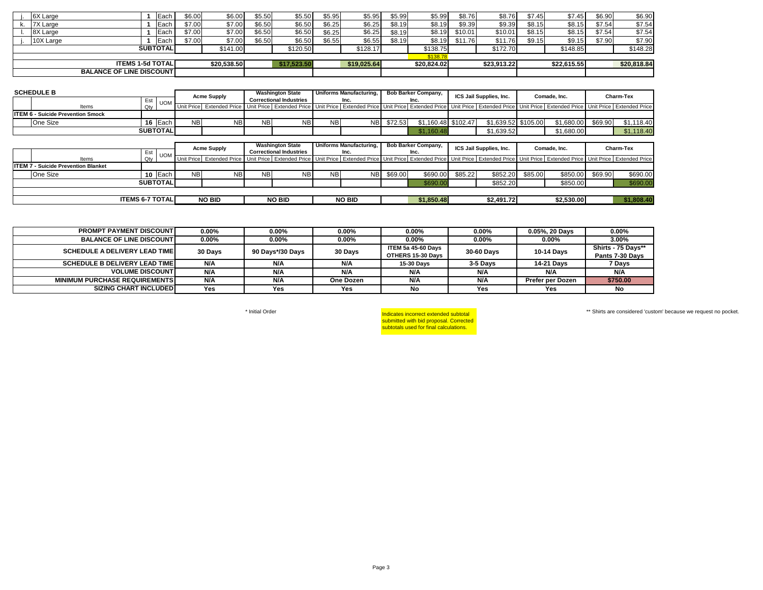| | Items | Est Qty | UOM | Acme Supply Unit Price | Acme Supply Extended Price | Washington State Correctional Industries Unit Price | Washington State Correctional Industries Extended Price | Uniforms Manufacturing, Inc. Unit Price | Uniforms Manufacturing, Inc. Extended Price | Bob Barker Company, Inc. Unit Price | Bob Barker Company, Inc. Extended Price | ICS Jail Supplies, Inc. Unit Price | ICS Jail Supplies, Inc. Extended Price | Comade, Inc. Unit Price | Comade, Inc. Extended Price | Charm-Tex Unit Price | Charm-Tex Extended Price |
|---|---|---|---|---|---|---|---|---|---|---|---|---|---|---|---|---|---|
| j. | 6X Large | 1 | Each | $6.00 | $6.00 | $5.50 | $5.50 | $5.95 | $5.95 | $5.99 | $5.99 | $8.76 | $8.76 | $7.45 | $7.45 | $6.90 | $6.90 |
| k. | 7X Large | 1 | Each | $7.00 | $7.00 | $6.50 | $6.50 | $6.25 | $6.25 | $8.19 | $8.19 | $9.39 | $9.39 | $8.15 | $8.15 | $7.54 | $7.54 |
| l. | 8X Large | 1 | Each | $7.00 | $7.00 | $6.50 | $6.50 | $6.25 | $6.25 | $8.19 | $8.19 | $10.01 | $10.01 | $8.15 | $8.15 | $7.54 | $7.54 |
| j. | 10X Large | 1 | Each | $7.00 | $7.00 | $6.50 | $6.50 | $6.55 | $6.55 | $8.19 | $8.19 | $11.76 | $11.76 | $9.15 | $9.15 | $7.90 | $7.90 |
| | | SUBTOTAL | | | $141.00 | | $120.50 | | $128.17 | | $138.75 | | $172.70 | | $148.85 | | $148.28 |
| | | | | | | | | | | | $138.78 | | | | | | |
| | | ITEMS 1-5d TOTAL | | | $20,538.50 | | $17,523.50 | | $19,025.64 | | $20,824.02 | | $23,913.22 | | $22,615.55 | | $20,818.84 |
| | | BALANCE OF LINE DISCOUNT | | | | | | | | | | | | | | | |

**SCHEDULE B**

| Items | Est Qty | UOM | Acme Supply Unit Price | Acme Supply Extended Price | Washington State Correctional Industries Unit Price | Washington State Correctional Industries Extended Price | Uniforms Manufacturing, Inc. Unit Price | Uniforms Manufacturing, Inc. Extended Price | Bob Barker Company, Inc. Unit Price | Bob Barker Company, Inc. Extended Price | ICS Jail Supplies, Inc. Unit Price | ICS Jail Supplies, Inc. Extended Price | Comade, Inc. Unit Price | Comade, Inc. Extended Price | Charm-Tex Unit Price | Charm-Tex Extended Price |
|---|---|---|---|---|---|---|---|---|---|---|---|---|---|---|---|---|
| **ITEM 6 - Suicide Prevention Smock** | | | | | | | | | | | | | | | | |
| One Size | 16 | Each | NB | NB | NB | NB | NB | NB | $72.53 | $1,160.48 | $102.47 | $1,639.52 | $105.00 | $1,680.00 | $69.90 | $1,118.40 |
| SUBTOTAL | | | | | | | | | | $1,160.48 | | $1,639.52 | | $1,680.00 | | $1,118.40 |

| Items | Est Qty | UOM | Acme Supply Unit Price | Acme Supply Extended Price | Washington State Correctional Industries Unit Price | Washington State Correctional Industries Extended Price | Uniforms Manufacturing, Inc. Unit Price | Uniforms Manufacturing, Inc. Extended Price | Bob Barker Company, Inc. Unit Price | Bob Barker Company, Inc. Extended Price | ICS Jail Supplies, Inc. Unit Price | ICS Jail Supplies, Inc. Extended Price | Comade, Inc. Unit Price | Comade, Inc. Extended Price | Charm-Tex Unit Price | Charm-Tex Extended Price |
|---|---|---|---|---|---|---|---|---|---|---|---|---|---|---|---|---|
| **ITEM 7 - Suicide Prevention Blanket** | | | | | | | | | | | | | | | | |
| One Size | 10 | Each | NB | NB | NB | NB | NB | NB | $69.00 | $690.00 | $85.22 | $852.20 | $85.00 | $850.00 | $69.90 | $690.00 |
| SUBTOTAL | | | | | | | | | | $690.00 | | $852.20 | | $850.00 | | $690.00 |
| ITEMS 6-7 TOTAL | | | NO BID | | NO BID | | NO BID | | | $1,850.48 | | $2,491.72 | | $2,530.00 | | $1,808.40 |

| | Acme Supply | Washington State Correctional Industries | Uniforms Manufacturing, Inc. | Bob Barker Company, Inc. | ICS Jail Supplies, Inc. | Comade, Inc. | Charm-Tex |
|---|---|---|---|---|---|---|---|
| PROMPT PAYMENT DISCOUNT | 0.00% | 0.00% | 0.00% | 0.00% | 0.00% | 0.05%, 20 Days | 0.00% |
| BALANCE OF LINE DISCOUNT | 0.00% | 0.00% | 0.00% | 0.00% | 0.00% | 0.00% | 3.00% |
| SCHEDULE A DELIVERY LEAD TIME | 30 Days | 90 Days*/30 Days | 30 Days | ITEM 5a 45-60 Days OTHERS 15-30 Days | 30-60 Days | 10-14 Days | Shirts - 75 Days** Pants 7-30 Days |
| SCHEDULE B DELIVERY LEAD TIME | N/A | N/A | N/A | 15-30 Days | 3-5 Days | 14-21 Days | 7 Days |
| VOLUME DISCOUNT | N/A | N/A | N/A | N/A | N/A | N/A | N/A |
| MINIMUM PURCHASE REQUIREMENTS | N/A | N/A | One Dozen | N/A | N/A | Prefer per Dozen | $750.00 |
| SIZING CHART INCLUDED | Yes | Yes | Yes | No | Yes | Yes | No |

\* Initial Order

Indicates incorrect extended subtotal submitted with bid proposal. Corrected subtotals used for final calculations.

** Shirts are considered 'custom' because we request no pocket.